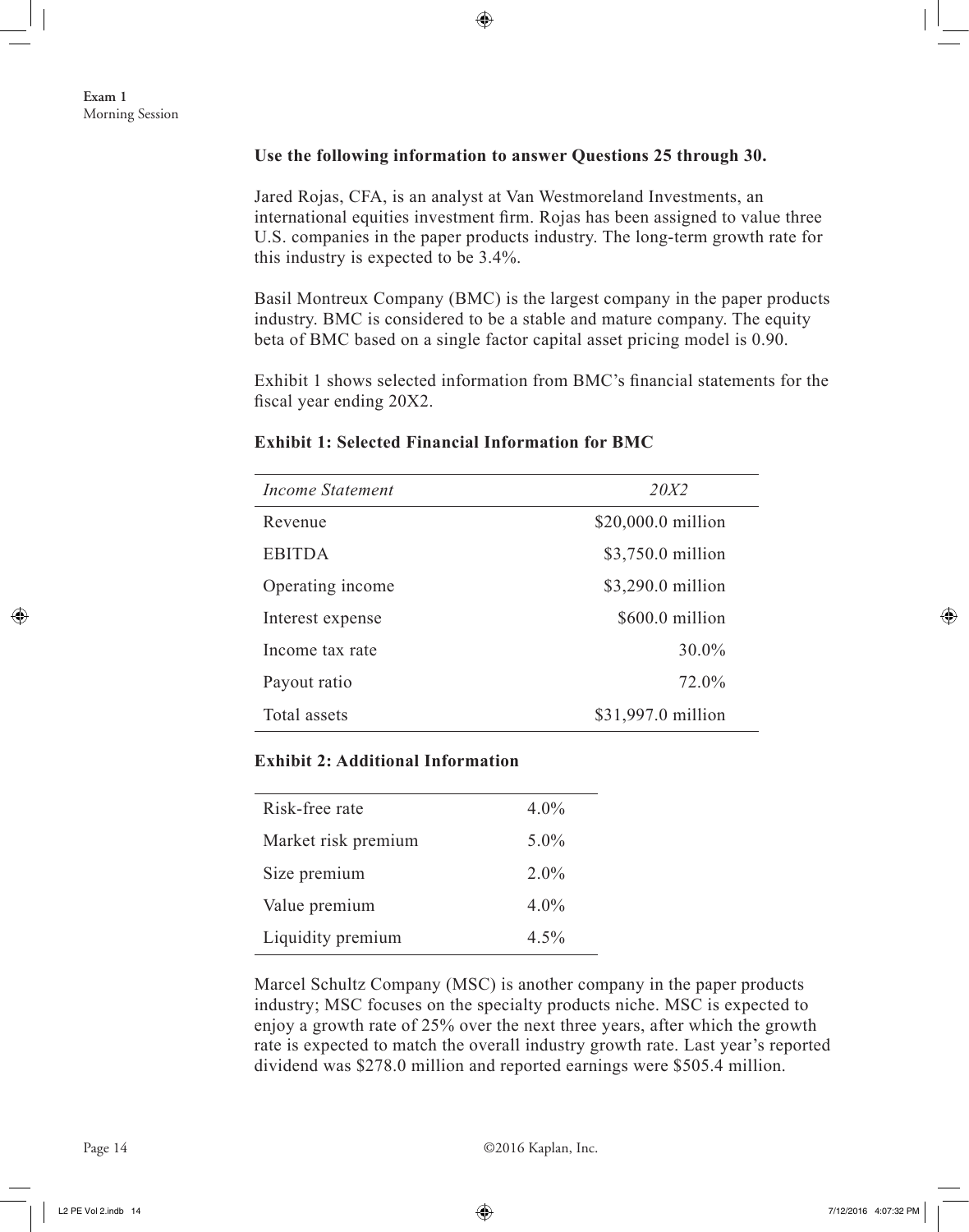**Use the following information to answer Questions 25 through 30.**

Jared Rojas, CFA, is an analyst at Van Westmoreland Investments, an international equities investment firm. Rojas has been assigned to value three U.S. companies in the paper products industry. The long-term growth rate for this industry is expected to be 3.4%.

Basil Montreux Company (BMC) is the largest company in the paper products industry. BMC is considered to be a stable and mature company. The equity beta of BMC based on a single factor capital asset pricing model is 0.90.

Exhibit 1 shows selected information from BMC's financial statements for the fiscal year ending 20X2.

**Exhibit 1: Selected Financial Information for BMC**

| *Income Statement* | *20X2* |
|---|---|
| Revenue | $20,000.0 million |
| EBITDA | $3,750.0 million |
| Operating income | $3,290.0 million |
| Interest expense | $600.0 million |
| Income tax rate | 30.0% |
| Payout ratio | 72.0% |
| Total assets | $31,997.0 million |

**Exhibit 2: Additional Information**

| | |
|---|---|
| Risk-free rate | 4.0% |
| Market risk premium | 5.0% |
| Size premium | 2.0% |
| Value premium | 4.0% |
| Liquidity premium | 4.5% |

Marcel Schultz Company (MSC) is another company in the paper products industry; MSC focuses on the specialty products niche. MSC is expected to enjoy a growth rate of 25% over the next three years, after which the growth rate is expected to match the overall industry growth rate. Last year's reported dividend was $278.0 million and reported earnings were $505.4 million.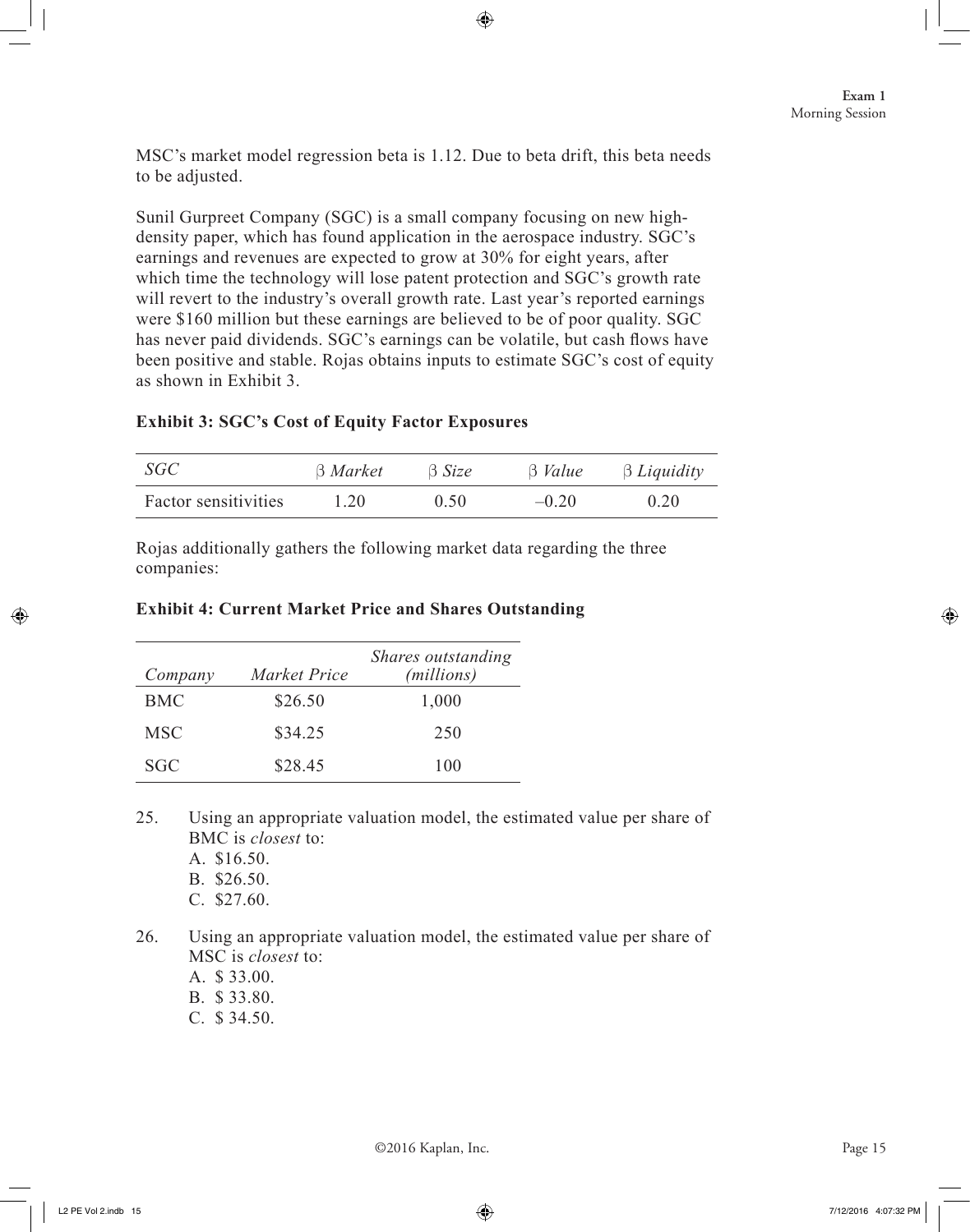MSC's market model regression beta is 1.12. Due to beta drift, this beta needs to be adjusted.

Sunil Gurpreet Company (SGC) is a small company focusing on new high-density paper, which has found application in the aerospace industry. SGC's earnings and revenues are expected to grow at 30% for eight years, after which time the technology will lose patent protection and SGC's growth rate will revert to the industry's overall growth rate. Last year's reported earnings were $160 million but these earnings are believed to be of poor quality. SGC has never paid dividends. SGC's earnings can be volatile, but cash flows have been positive and stable. Rojas obtains inputs to estimate SGC's cost of equity as shown in Exhibit 3.

**Exhibit 3: SGC's Cost of Equity Factor Exposures**

| *SGC* | β *Market* | β *Size* | β *Value* | β *Liquidity* |
|---|---|---|---|---|
| Factor sensitivities | 1.20 | 0.50 | –0.20 | 0.20 |

Rojas additionally gathers the following market data regarding the three companies:

**Exhibit 4: Current Market Price and Shares Outstanding**

| *Company* | *Market Price* | *Shares outstanding (millions)* |
|---|---|---|
| BMC | $26.50 | 1,000 |
| MSC | $34.25 | 250 |
| SGC | $28.45 | 100 |

25. Using an appropriate valuation model, the estimated value per share of BMC is *closest* to:
    A. $16.50.
    B. $26.50.
    C. $27.60.

26. Using an appropriate valuation model, the estimated value per share of MSC is *closest* to:
    A. $ 33.00.
    B. $ 33.80.
    C. $ 34.50.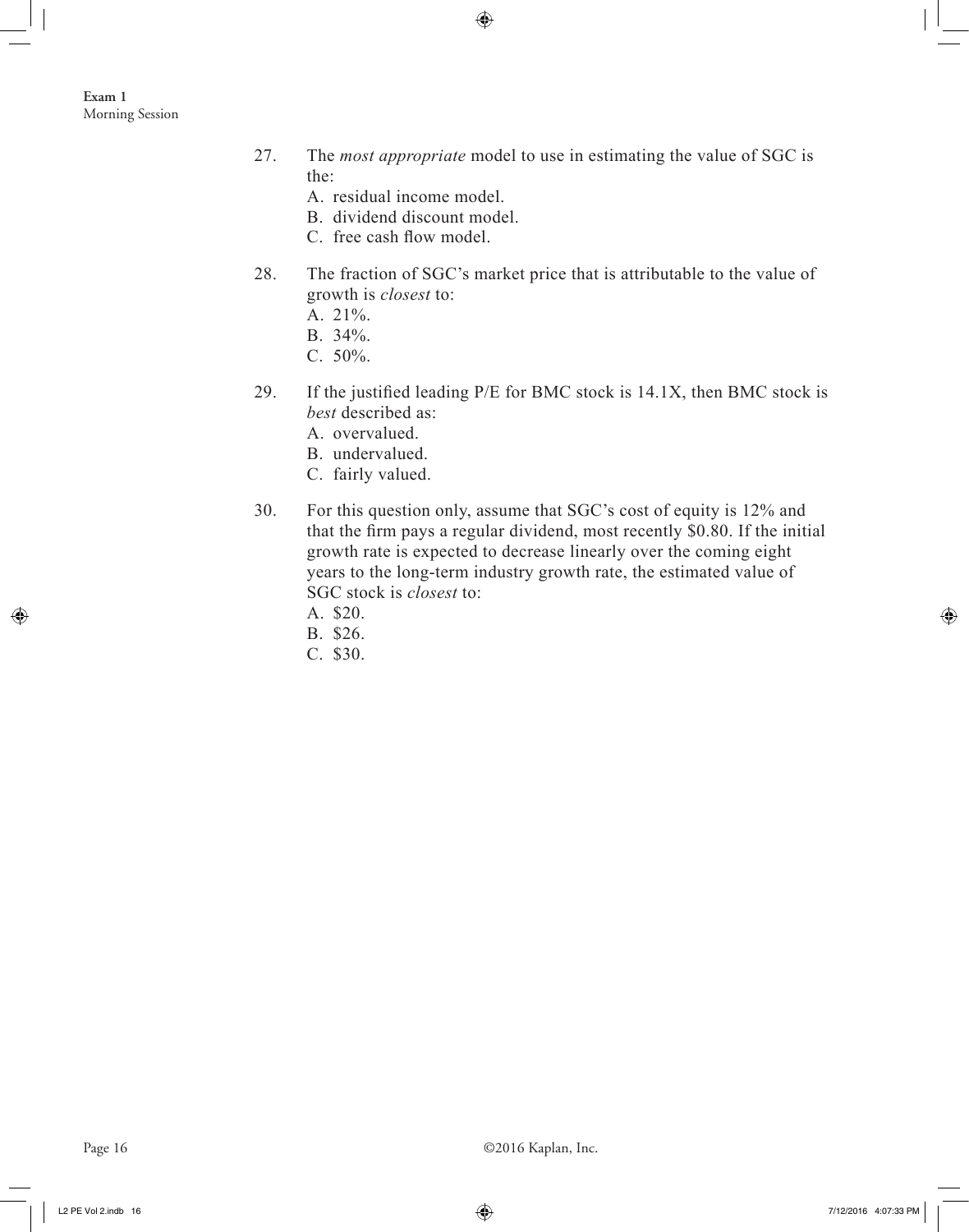27. The *most appropriate* model to use in estimating the value of SGC is the:
    A. residual income model.
    B. dividend discount model.
    C. free cash flow model.

28. The fraction of SGC's market price that is attributable to the value of growth is *closest* to:
    A. 21%.
    B. 34%.
    C. 50%.

29. If the justified leading P/E for BMC stock is 14.1X, then BMC stock is *best* described as:
    A. overvalued.
    B. undervalued.
    C. fairly valued.

30. For this question only, assume that SGC's cost of equity is 12% and that the firm pays a regular dividend, most recently $0.80. If the initial growth rate is expected to decrease linearly over the coming eight years to the long-term industry growth rate, the estimated value of SGC stock is *closest* to:
    A. $20.
    B. $26.
    C. $30.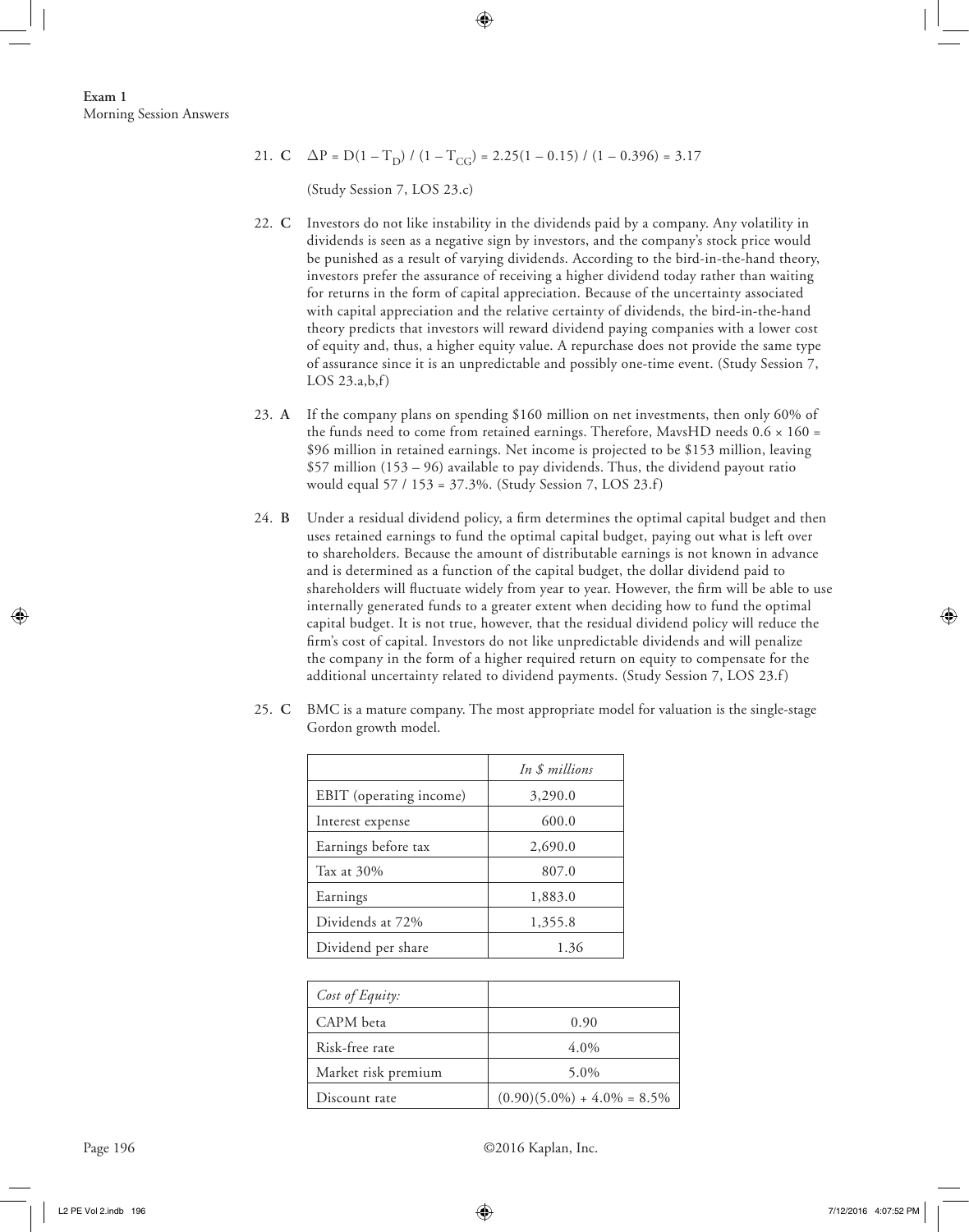21. **C** $\Delta P = D(1 - T_D) / (1 - T_{CG}) = 2.25(1 - 0.15) / (1 - 0.396) = 3.17$

    (Study Session 7, LOS 23.c)

22. **C** Investors do not like instability in the dividends paid by a company. Any volatility in dividends is seen as a negative sign by investors, and the company's stock price would be punished as a result of varying dividends. According to the bird-in-the-hand theory, investors prefer the assurance of receiving a higher dividend today rather than waiting for returns in the form of capital appreciation. Because of the uncertainty associated with capital appreciation and the relative certainty of dividends, the bird-in-the-hand theory predicts that investors will reward dividend paying companies with a lower cost of equity and, thus, a higher equity value. A repurchase does not provide the same type of assurance since it is an unpredictable and possibly one-time event. (Study Session 7, LOS 23.a,b,f)

23. **A** If the company plans on spending \$160 million on net investments, then only 60% of the funds need to come from retained earnings. Therefore, MavsHD needs $0.6 \times 160 =$ \$96 million in retained earnings. Net income is projected to be \$153 million, leaving \$57 million (153 – 96) available to pay dividends. Thus, the dividend payout ratio would equal 57 / 153 = 37.3%. (Study Session 7, LOS 23.f)

24. **B** Under a residual dividend policy, a firm determines the optimal capital budget and then uses retained earnings to fund the optimal capital budget, paying out what is left over to shareholders. Because the amount of distributable earnings is not known in advance and is determined as a function of the capital budget, the dollar dividend paid to shareholders will fluctuate widely from year to year. However, the firm will be able to use internally generated funds to a greater extent when deciding how to fund the optimal capital budget. It is not true, however, that the residual dividend policy will reduce the firm's cost of capital. Investors do not like unpredictable dividends and will penalize the company in the form of a higher required return on equity to compensate for the additional uncertainty related to dividend payments. (Study Session 7, LOS 23.f)

25. **C** BMC is a mature company. The most appropriate model for valuation is the single-stage Gordon growth model.

| | *In \$ millions* |
|---|---|
| EBIT (operating income) | 3,290.0 |
| Interest expense | 600.0 |
| Earnings before tax | 2,690.0 |
| Tax at 30% | 807.0 |
| Earnings | 1,883.0 |
| Dividends at 72% | 1,355.8 |
| Dividend per share | 1.36 |

| *Cost of Equity:* | |
|---|---|
| CAPM beta | 0.90 |
| Risk-free rate | 4.0% |
| Market risk premium | 5.0% |
| Discount rate | $(0.90)(5.0\%) + 4.0\% = 8.5\%$ |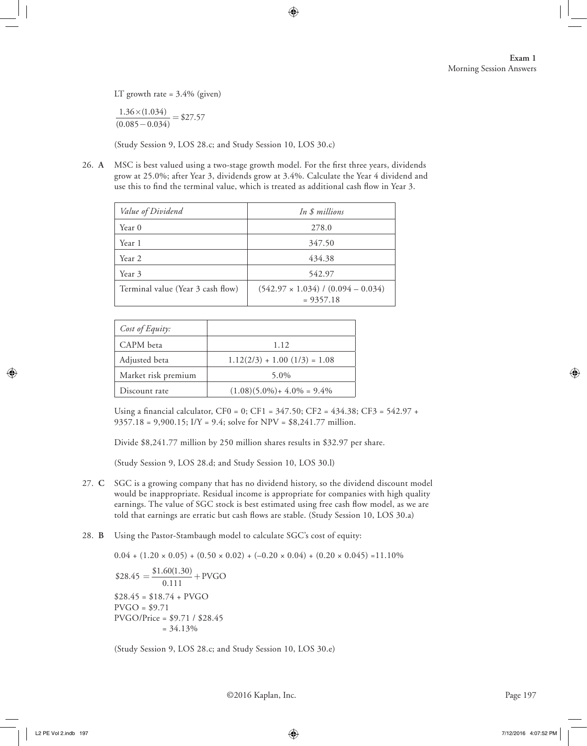LT growth rate = 3.4% (given)

$$\frac{1.36 \times (1.034)}{(0.085 - 0.034)} = \$27.57$$

(Study Session 9, LOS 28.c; and Study Session 10, LOS 30.c)

26. **A** MSC is best valued using a two-stage growth model. For the first three years, dividends grow at 25.0%; after Year 3, dividends grow at 3.4%. Calculate the Year 4 dividend and use this to find the terminal value, which is treated as additional cash flow in Year 3.

| *Value of Dividend* | *In $ millions* |
| --- | --- |
| Year 0 | 278.0 |
| Year 1 | 347.50 |
| Year 2 | 434.38 |
| Year 3 | 542.97 |
| Terminal value (Year 3 cash flow) | (542.97 × 1.034) / (0.094 – 0.034) = 9357.18 |

| *Cost of Equity:* | |
| --- | --- |
| CAPM beta | 1.12 |
| Adjusted beta | 1.12(2/3) + 1.00 (1/3) = 1.08 |
| Market risk premium | 5.0% |
| Discount rate | (1.08)(5.0%)+ 4.0% = 9.4% |

Using a financial calculator, CF0 = 0; CF1 = 347.50; CF2 = 434.38; CF3 = 542.97 + 9357.18 = 9,900.15; I/Y = 9.4; solve for NPV = $8,241.77 million.

Divide $8,241.77 million by 250 million shares results in $32.97 per share.

(Study Session 9, LOS 28.d; and Study Session 10, LOS 30.l)

27. **C** SGC is a growing company that has no dividend history, so the dividend discount model would be inappropriate. Residual income is appropriate for companies with high quality earnings. The value of SGC stock is best estimated using free cash flow model, as we are told that earnings are erratic but cash flows are stable. (Study Session 10, LOS 30.a)

28. **B** Using the Pastor-Stambaugh model to calculate SGC's cost of equity:

0.04 + (1.20 × 0.05) + (0.50 × 0.02) + (–0.20 × 0.04) + (0.20 × 0.045) =11.10%

$$\$28.45 = \frac{\$1.60(1.30)}{0.111} + \text{PVGO}$$

$28.45 = $18.74 + PVGO
PVGO = $9.71
PVGO/Price = $9.71 / $28.45
= 34.13%

(Study Session 9, LOS 28.c; and Study Session 10, LOS 30.e)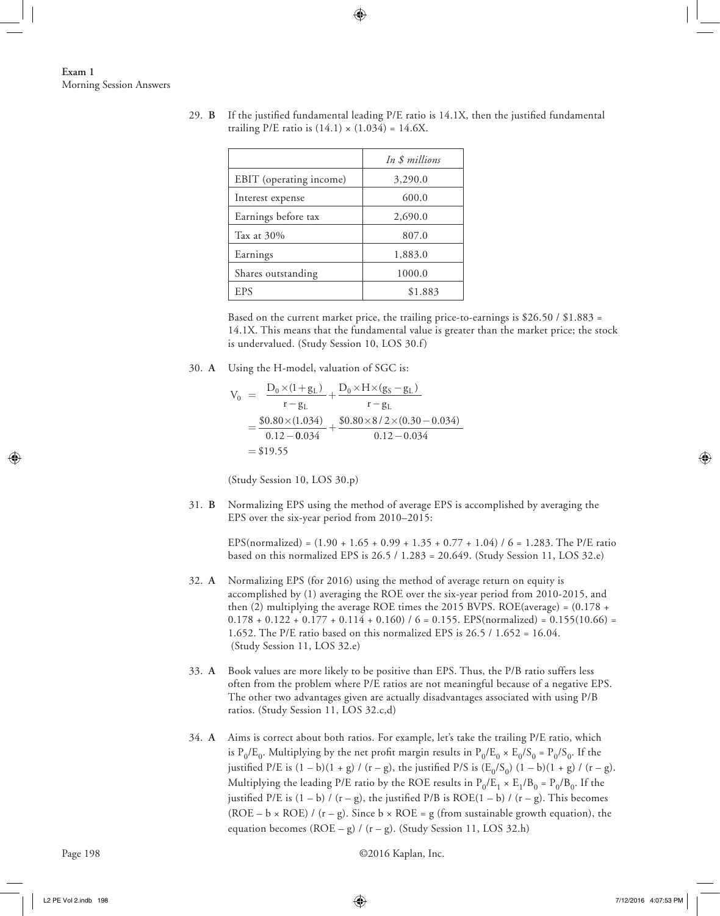29. **B** If the justified fundamental leading P/E ratio is 14.1X, then the justified fundamental trailing P/E ratio is (14.1) × (1.034) = 14.6X.

| | *In $ millions* |
|---|---|
| EBIT (operating income) | 3,290.0 |
| Interest expense | 600.0 |
| Earnings before tax | 2,690.0 |
| Tax at 30% | 807.0 |
| Earnings | 1,883.0 |
| Shares outstanding | 1000.0 |
| EPS | $1.883 |

Based on the current market price, the trailing price-to-earnings is $26.50 / $1.883 = 14.1X. This means that the fundamental value is greater than the market price; the stock is undervalued. (Study Session 10, LOS 30.f)

30. **A** Using the H-model, valuation of SGC is:

$$
\begin{aligned}
V_0 &= \frac{D_0 \times (1+g_L)}{r-g_L} + \frac{D_0 \times H \times (g_S - g_L)}{r-g_L} \\
&= \frac{\$0.80 \times (1.034)}{0.12-0.034} + \frac{\$0.80 \times 8/2 \times (0.30-0.034)}{0.12-0.034} \\
&= \$19.55
\end{aligned}
$$

(Study Session 10, LOS 30.p)

31. **B** Normalizing EPS using the method of average EPS is accomplished by averaging the EPS over the six-year period from 2010–2015:

EPS(normalized) = (1.90 + 1.65 + 0.99 + 1.35 + 0.77 + 1.04) / 6 = 1.283. The P/E ratio based on this normalized EPS is 26.5 / 1.283 = 20.649. (Study Session 11, LOS 32.e)

32. **A** Normalizing EPS (for 2016) using the method of average return on equity is accomplished by (1) averaging the ROE over the six-year period from 2010-2015, and then (2) multiplying the average ROE times the 2015 BVPS. ROE(average) = (0.178 + 0.178 + 0.122 + 0.177 + 0.114 + 0.160) / 6 = 0.155. EPS(normalized) = 0.155(10.66) = 1.652. The P/E ratio based on this normalized EPS is 26.5 / 1.652 = 16.04. (Study Session 11, LOS 32.e)

33. **A** Book values are more likely to be positive than EPS. Thus, the P/B ratio suffers less often from the problem where P/E ratios are not meaningful because of a negative EPS. The other two advantages given are actually disadvantages associated with using P/B ratios. (Study Session 11, LOS 32.c,d)

34. **A** Aims is correct about both ratios. For example, let's take the trailing P/E ratio, which is $P_0/E_0$. Multiplying by the net profit margin results in $P_0/E_0 \times E_0/S_0 = P_0/S_0$. If the justified P/E is $(1 - b)(1 + g) / (r - g)$, the justified P/S is $(E_0/S_0)\,(1 - b)(1 + g) / (r - g)$. Multiplying the leading P/E ratio by the ROE results in $P_0/E_1 \times E_1/B_0 = P_0/B_0$. If the justified P/E is $(1 - b) / (r - g)$, the justified P/B is $ROE(1 - b) / (r - g)$. This becomes $(ROE - b \times ROE) / (r - g)$. Since $b \times ROE = g$ (from sustainable growth equation), the equation becomes $(ROE - g) / (r - g)$. (Study Session 11, LOS 32.h)